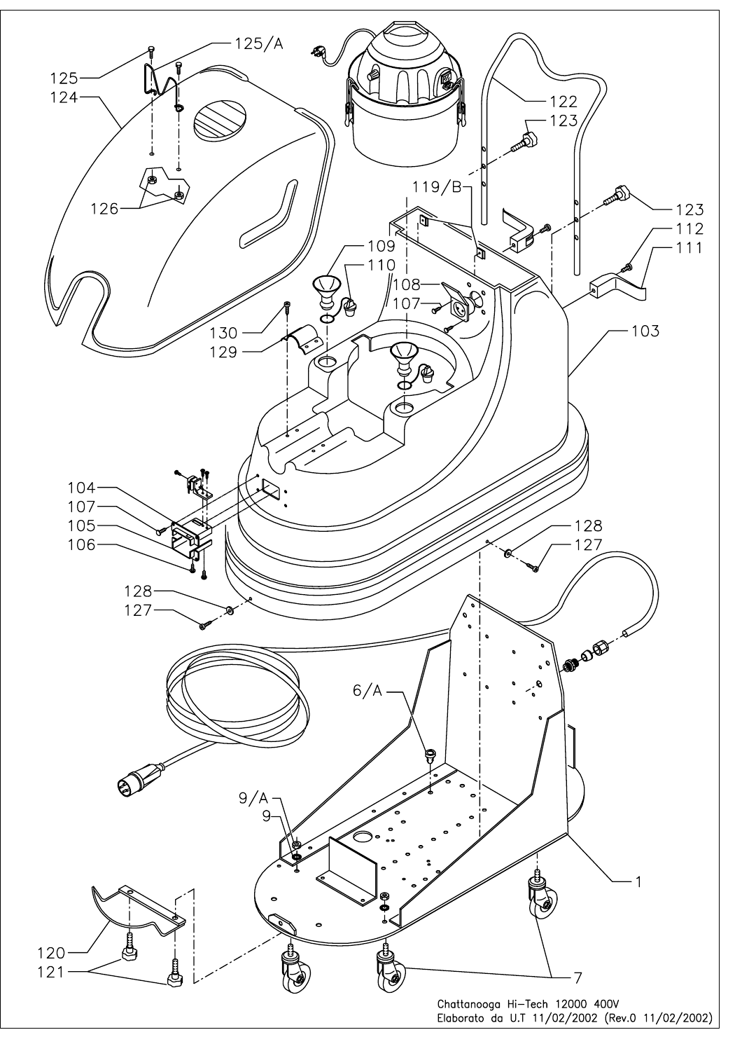Chattanooga Hi-Tech 12000 400V
Elaborato da U.T 11/02/2002 (Rev.0 11/02/2002)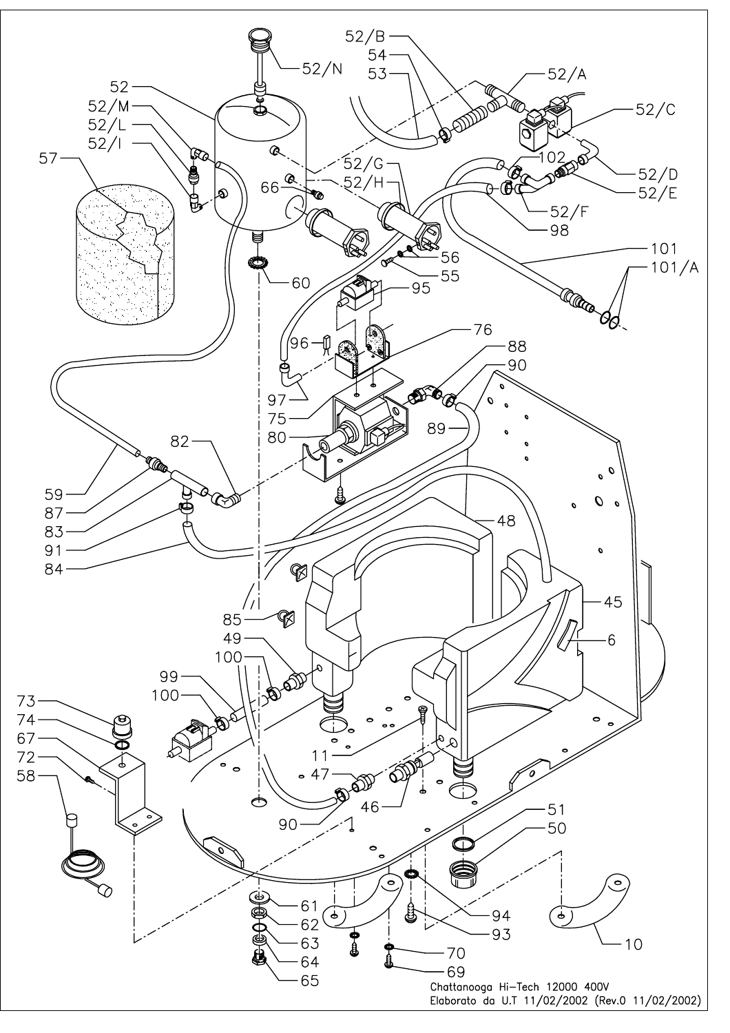Chattanooga Hi-Tech 12000 400V

Elaborato da U.T 11/02/2002 (Rev.0 11/02/2002)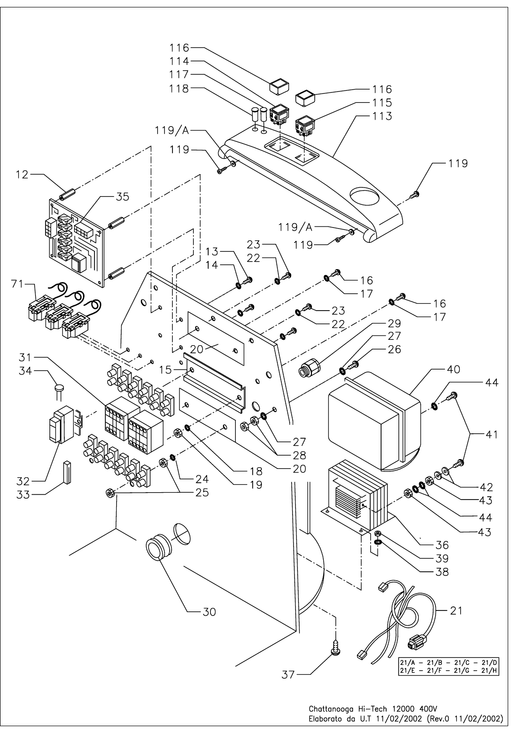116

114

117

118

116

115

113

119/A

119

119

12

35

119/A

119

23

13

22

14

16

17

71

16

23

17

22

29

20

27

26

15

31

34

40

44

41

27

28

20

18

19

24

25

42

43

44

43

32

33

36

39

38

30

21

37

21/A – 21/B – 21/C – 21/D
21/E – 21/F – 21/G – 21/H

Chattanooga Hi-Tech 12000 400V
Elaborato da U.T 11/02/2002 (Rev.0 11/02/2002)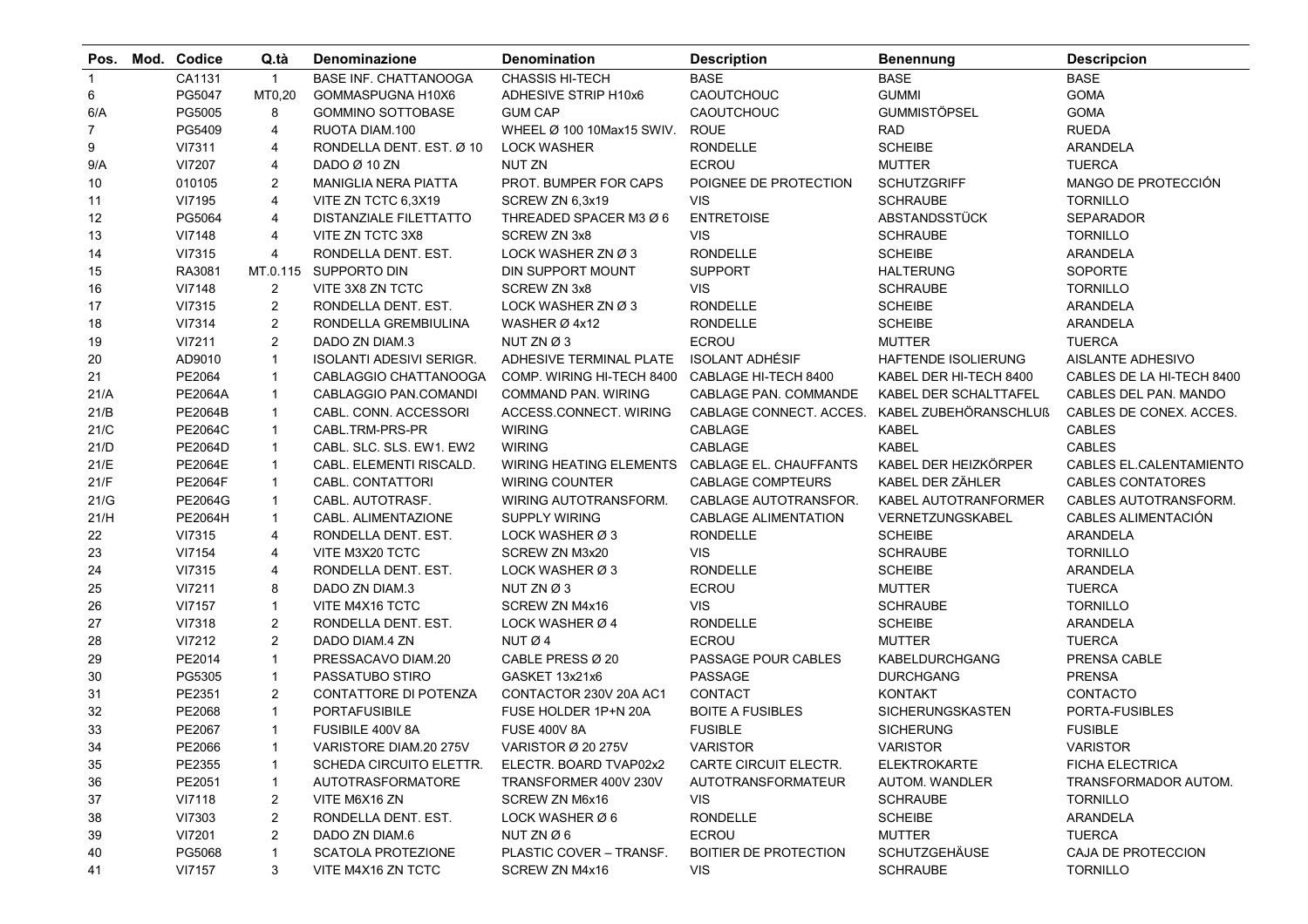| Pos. | Mod. | Codice | Q.tà | Denominazione | Denomination | Description | Benennung | Descripcion |
|---|---|---|---|---|---|---|---|---|
| 1 | | CA1131 | 1 | BASE INF. CHATTANOOGA | CHASSIS HI-TECH | BASE | BASE | BASE |
| 6 | | PG5047 | MT0,20 | GOMMASPUGNA H10X6 | ADHESIVE STRIP H10x6 | CAOUTCHOUC | GUMMI | GOMA |
| 6/A | | PG5005 | 8 | GOMMINO SOTTOBASE | GUM CAP | CAOUTCHOUC | GUMMISTÖPSEL | GOMA |
| 7 | | PG5409 | 4 | RUOTA DIAM.100 | WHEEL Ø 100 10Max15 SWIV. | ROUE | RAD | RUEDA |
| 9 | | VI7311 | 4 | RONDELLA DENT. EST. Ø 10 | LOCK WASHER | RONDELLE | SCHEIBE | ARANDELA |
| 9/A | | VI7207 | 4 | DADO Ø 10 ZN | NUT ZN | ECROU | MUTTER | TUERCA |
| 10 | | 010105 | 2 | MANIGLIA NERA PIATTA | PROT. BUMPER FOR CAPS | POIGNEE DE PROTECTION | SCHUTZGRIFF | MANGO DE PROTECCIÓN |
| 11 | | VI7195 | 4 | VITE ZN TCTC 6,3X19 | SCREW ZN 6,3x19 | VIS | SCHRAUBE | TORNILLO |
| 12 | | PG5064 | 4 | DISTANZIALE FILETTATTO | THREADED SPACER M3 Ø 6 | ENTRETOISE | ABSTANDSSTÜCK | SEPARADOR |
| 13 | | VI7148 | 4 | VITE ZN TCTC 3X8 | SCREW ZN 3x8 | VIS | SCHRAUBE | TORNILLO |
| 14 | | VI7315 | 4 | RONDELLA DENT. EST. | LOCK WASHER ZN Ø 3 | RONDELLE | SCHEIBE | ARANDELA |
| 15 | | RA3081 | MT.0.115 | SUPPORTO DIN | DIN SUPPORT MOUNT | SUPPORT | HALTERUNG | SOPORTE |
| 16 | | VI7148 | 2 | VITE 3X8 ZN TCTC | SCREW ZN 3x8 | VIS | SCHRAUBE | TORNILLO |
| 17 | | VI7315 | 2 | RONDELLA DENT. EST. | LOCK WASHER ZN Ø 3 | RONDELLE | SCHEIBE | ARANDELA |
| 18 | | VI7314 | 2 | RONDELLA GREMBIULINA | WASHER Ø 4x12 | RONDELLE | SCHEIBE | ARANDELA |
| 19 | | VI7211 | 2 | DADO ZN DIAM.3 | NUT ZN Ø 3 | ECROU | MUTTER | TUERCA |
| 20 | | AD9010 | 1 | ISOLANTI ADESIVI SERIGR. | ADHESIVE TERMINAL PLATE | ISOLANT ADHÉSIF | HAFTENDE ISOLIERUNG | AISLANTE ADHESIVO |
| 21 | | PE2064 | 1 | CABLAGGIO CHATTANOOGA | COMP. WIRING HI-TECH 8400 | CABLAGE HI-TECH 8400 | KABEL DER HI-TECH 8400 | CABLES DE LA HI-TECH 8400 |
| 21/A | | PE2064A | 1 | CABLAGGIO PAN.COMANDI | COMMAND PAN. WIRING | CABLAGE PAN. COMMANDE | KABEL DER SCHALTTAFEL | CABLES DEL PAN. MANDO |
| 21/B | | PE2064B | 1 | CABL. CONN. ACCESSORI | ACCESS.CONNECT. WIRING | CABLAGE CONNECT. ACCES. | KABEL ZUBEHÖRANSCHLUß | CABLES DE CONEX. ACCES. |
| 21/C | | PE2064C | 1 | CABL.TRM-PRS-PR | WIRING | CABLAGE | KABEL | CABLES |
| 21/D | | PE2064D | 1 | CABL. SLC. SLS. EW1. EW2 | WIRING | CABLAGE | KABEL | CABLES |
| 21/E | | PE2064E | 1 | CABL. ELEMENTI RISCALD. | WIRING HEATING ELEMENTS | CABLAGE EL. CHAUFFANTS | KABEL DER HEIZKÖRPER | CABLES EL.CALENTAMIENTO |
| 21/F | | PE2064F | 1 | CABL. CONTATTORI | WIRING COUNTER | CABLAGE COMPTEURS | KABEL DER ZÄHLER | CABLES CONTATORES |
| 21/G | | PE2064G | 1 | CABL. AUTOTRASF. | WIRING AUTOTRANSFORM. | CABLAGE AUTOTRANSFOR. | KABEL AUTOTRANFORMER | CABLES AUTOTRANSFORM. |
| 21/H | | PE2064H | 1 | CABL. ALIMENTAZIONE | SUPPLY WIRING | CABLAGE ALIMENTATION | VERNETZUNGSKABEL | CABLES ALIMENTACIÓN |
| 22 | | VI7315 | 4 | RONDELLA DENT. EST. | LOCK WASHER Ø 3 | RONDELLE | SCHEIBE | ARANDELA |
| 23 | | VI7154 | 4 | VITE M3X20 TCTC | SCREW ZN M3x20 | VIS | SCHRAUBE | TORNILLO |
| 24 | | VI7315 | 4 | RONDELLA DENT. EST. | LOCK WASHER Ø 3 | RONDELLE | SCHEIBE | ARANDELA |
| 25 | | VI7211 | 8 | DADO ZN DIAM.3 | NUT ZN Ø 3 | ECROU | MUTTER | TUERCA |
| 26 | | VI7157 | 1 | VITE M4X16 TCTC | SCREW ZN M4x16 | VIS | SCHRAUBE | TORNILLO |
| 27 | | VI7318 | 2 | RONDELLA DENT. EST. | LOCK WASHER Ø 4 | RONDELLE | SCHEIBE | ARANDELA |
| 28 | | VI7212 | 2 | DADO DIAM.4 ZN | NUT Ø 4 | ECROU | MUTTER | TUERCA |
| 29 | | PE2014 | 1 | PRESSACAVO DIAM.20 | CABLE PRESS Ø 20 | PASSAGE POUR CABLES | KABELDURCHGANG | PRENSA CABLE |
| 30 | | PG5305 | 1 | PASSATUBO STIRO | GASKET 13x21x6 | PASSAGE | DURCHGANG | PRENSA |
| 31 | | PE2351 | 2 | CONTATTORE DI POTENZA | CONTACTOR 230V 20A AC1 | CONTACT | KONTAKT | CONTACTO |
| 32 | | PE2068 | 1 | PORTAFUSIBILE | FUSE HOLDER 1P+N 20A | BOITE A FUSIBLES | SICHERUNGSKASTEN | PORTA-FUSIBLES |
| 33 | | PE2067 | 1 | FUSIBILE 400V 8A | FUSE 400V 8A | FUSIBLE | SICHERUNG | FUSIBLE |
| 34 | | PE2066 | 1 | VARISTORE DIAM.20 275V | VARISTOR Ø 20 275V | VARISTOR | VARISTOR | VARISTOR |
| 35 | | PE2355 | 1 | SCHEDA CIRCUITO ELETTR. | ELECTR. BOARD TVAP02x2 | CARTE CIRCUIT ELECTR. | ELEKTROKARTE | FICHA ELECTRICA |
| 36 | | PE2051 | 1 | AUTOTRASFORMATORE | TRANSFORMER 400V 230V | AUTOTRANSFORMATEUR | AUTOM. WANDLER | TRANSFORMADOR AUTOM. |
| 37 | | VI7118 | 2 | VITE M6X16 ZN | SCREW ZN M6x16 | VIS | SCHRAUBE | TORNILLO |
| 38 | | VI7303 | 2 | RONDELLA DENT. EST. | LOCK WASHER Ø 6 | RONDELLE | SCHEIBE | ARANDELA |
| 39 | | VI7201 | 2 | DADO ZN DIAM.6 | NUT ZN Ø 6 | ECROU | MUTTER | TUERCA |
| 40 | | PG5068 | 1 | SCATOLA PROTEZIONE | PLASTIC COVER – TRANSF. | BOITIER DE PROTECTION | SCHUTZGEHÄUSE | CAJA DE PROTECCION |
| 41 | | VI7157 | 3 | VITE M4X16 ZN TCTC | SCREW ZN M4x16 | VIS | SCHRAUBE | TORNILLO |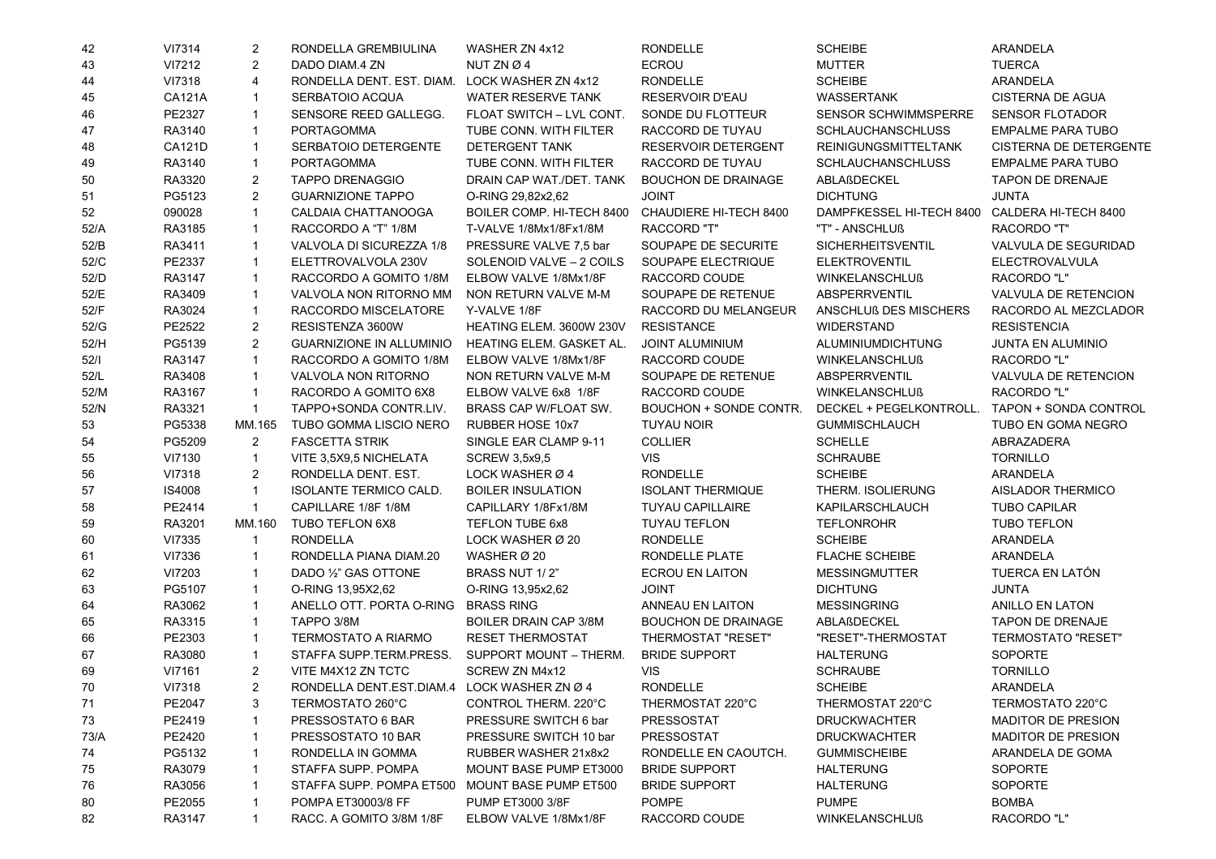| | | | | | | | |
|---|---|---|---|---|---|---|---|
| 42 | VI7314 | 2 | RONDELLA GREMBIULINA | WASHER ZN 4x12 | RONDELLE | SCHEIBE | ARANDELA |
| 43 | VI7212 | 2 | DADO DIAM.4 ZN | NUT ZN Ø 4 | ECROU | MUTTER | TUERCA |
| 44 | VI7318 | 4 | RONDELLA DENT. EST. DIAM. | LOCK WASHER ZN 4x12 | RONDELLE | SCHEIBE | ARANDELA |
| 45 | CA121A | 1 | SERBATOIO ACQUA | WATER RESERVE TANK | RESERVOIR D'EAU | WASSERTANK | CISTERNA DE AGUA |
| 46 | PE2327 | 1 | SENSORE REED GALLEGG. | FLOAT SWITCH – LVL CONT. | SONDE DU FLOTTEUR | SENSOR SCHWIMMSPERRE | SENSOR FLOTADOR |
| 47 | RA3140 | 1 | PORTAGOMMA | TUBE CONN. WITH FILTER | RACCORD DE TUYAU | SCHLAUCHANSCHLUSS | EMPALME PARA TUBO |
| 48 | CA121D | 1 | SERBATOIO DETERGENTE | DETERGENT TANK | RESERVOIR DETERGENT | REINIGUNGSMITTELTANK | CISTERNA DE DETERGENTE |
| 49 | RA3140 | 1 | PORTAGOMMA | TUBE CONN. WITH FILTER | RACCORD DE TUYAU | SCHLAUCHANSCHLUSS | EMPALME PARA TUBO |
| 50 | RA3320 | 2 | TAPPO DRENAGGIO | DRAIN CAP WAT./DET. TANK | BOUCHON DE DRAINAGE | ABLAßDECKEL | TAPON DE DRENAJE |
| 51 | PG5123 | 2 | GUARNIZIONE TAPPO | O-RING 29,82x2,62 | JOINT | DICHTUNG | JUNTA |
| 52 | 090028 | 1 | CALDAIA CHATTANOOGA | BOILER COMP. HI-TECH 8400 | CHAUDIERE HI-TECH 8400 | DAMPFKESSEL HI-TECH 8400 | CALDERA HI-TECH 8400 |
| 52/A | RA3185 | 1 | RACCORDO A "T" 1/8M | T-VALVE 1/8Mx1/8Fx1/8M | RACCORD "T" | "T" - ANSCHLUß | RACORDO "T" |
| 52/B | RA3411 | 1 | VALVOLA DI SICUREZZA 1/8 | PRESSURE VALVE 7,5 bar | SOUPAPE DE SECURITE | SICHERHEITSVENTIL | VALVULA DE SEGURIDAD |
| 52/C | PE2337 | 1 | ELETTROVALVOLA 230V | SOLENOID VALVE – 2 COILS | SOUPAPE ELECTRIQUE | ELEKTROVENTIL | ELECTROVALVULA |
| 52/D | RA3147 | 1 | RACCORDO A GOMITO 1/8M | ELBOW VALVE 1/8Mx1/8F | RACCORD COUDE | WINKELANSCHLUß | RACORDO "L" |
| 52/E | RA3409 | 1 | VALVOLA NON RITORNO MM | NON RETURN VALVE M-M | SOUPAPE DE RETENUE | ABSPERRVENTIL | VALVULA DE RETENCION |
| 52/F | RA3024 | 1 | RACCORDO MISCELATORE | Y-VALVE 1/8F | RACCORD DU MELANGEUR | ANSCHLUß DES MISCHERS | RACORDO AL MEZCLADOR |
| 52/G | PE2522 | 2 | RESISTENZA 3600W | HEATING ELEM. 3600W 230V | RESISTANCE | WIDERSTAND | RESISTENCIA |
| 52/H | PG5139 | 2 | GUARNIZIONE IN ALLUMINIO | HEATING ELEM. GASKET AL. | JOINT ALUMINIUM | ALUMINIUMDICHTUNG | JUNTA EN ALUMINIO |
| 52/I | RA3147 | 1 | RACCORDO A GOMITO 1/8M | ELBOW VALVE 1/8Mx1/8F | RACCORD COUDE | WINKELANSCHLUß | RACORDO "L" |
| 52/L | RA3408 | 1 | VALVOLA NON RITORNO | NON RETURN VALVE M-M | SOUPAPE DE RETENUE | ABSPERRVENTIL | VALVULA DE RETENCION |
| 52/M | RA3167 | 1 | RACORDO A GOMITO 6X8 | ELBOW VALVE 6x8 1/8F | RACCORD COUDE | WINKELANSCHLUß | RACORDO "L" |
| 52/N | RA3321 | 1 | TAPPO+SONDA CONTR.LIV. | BRASS CAP W/FLOAT SW. | BOUCHON + SONDE CONTR. | DECKEL + PEGELKONTROLL. | TAPON + SONDA CONTROL |
| 53 | PG5338 | MM.165 | TUBO GOMMA LISCIO NERO | RUBBER HOSE 10x7 | TUYAU NOIR | GUMMISCHLAUCH | TUBO EN GOMA NEGRO |
| 54 | PG5209 | 2 | FASCETTA STRIK | SINGLE EAR CLAMP 9-11 | COLLIER | SCHELLE | ABRAZADERA |
| 55 | VI7130 | 1 | VITE 3,5X9,5 NICHELATA | SCREW 3,5x9,5 | VIS | SCHRAUBE | TORNILLO |
| 56 | VI7318 | 2 | RONDELLA DENT. EST. | LOCK WASHER Ø 4 | RONDELLE | SCHEIBE | ARANDELA |
| 57 | IS4008 | 1 | ISOLANTE TERMICO CALD. | BOILER INSULATION | ISOLANT THERMIQUE | THERM. ISOLIERUNG | AISLADOR THERMICO |
| 58 | PE2414 | 1 | CAPILLARE 1/8F 1/8M | CAPILLARY 1/8Fx1/8M | TUYAU CAPILLAIRE | KAPILARSCHLAUCH | TUBO CAPILAR |
| 59 | RA3201 | MM.160 | TUBO TEFLON 6X8 | TEFLON TUBE 6x8 | TUYAU TEFLON | TEFLONROHR | TUBO TEFLON |
| 60 | VI7335 | 1 | RONDELLA | LOCK WASHER Ø 20 | RONDELLE | SCHEIBE | ARANDELA |
| 61 | VI7336 | 1 | RONDELLA PIANA DIAM.20 | WASHER Ø 20 | RONDELLE PLATE | FLACHE SCHEIBE | ARANDELA |
| 62 | VI7203 | 1 | DADO ½" GAS OTTONE | BRASS NUT 1/ 2" | ECROU EN LAITON | MESSINGMUTTER | TUERCA EN LATÓN |
| 63 | PG5107 | 1 | O-RING 13,95X2,62 | O-RING 13,95x2,62 | JOINT | DICHTUNG | JUNTA |
| 64 | RA3062 | 1 | ANELLO OTT. PORTA O-RING | BRASS RING | ANNEAU EN LAITON | MESSINGRING | ANILLO EN LATON |
| 65 | RA3315 | 1 | TAPPO 3/8M | BOILER DRAIN CAP 3/8M | BOUCHON DE DRAINAGE | ABLAßDECKEL | TAPON DE DRENAJE |
| 66 | PE2303 | 1 | TERMOSTATO A RIARMO | RESET THERMOSTAT | THERMOSTAT "RESET" | "RESET"-THERMOSTAT | TERMOSTATO "RESET" |
| 67 | RA3080 | 1 | STAFFA SUPP.TERM.PRESS. | SUPPORT MOUNT – THERM. | BRIDE SUPPORT | HALTERUNG | SOPORTE |
| 69 | VI7161 | 2 | VITE M4X12 ZN TCTC | SCREW ZN M4x12 | VIS | SCHRAUBE | TORNILLO |
| 70 | VI7318 | 2 | RONDELLA DENT.EST.DIAM.4 | LOCK WASHER ZN Ø 4 | RONDELLE | SCHEIBE | ARANDELA |
| 71 | PE2047 | 3 | TERMOSTATO 260°C | CONTROL THERM. 220°C | THERMOSTAT 220°C | THERMOSTAT 220°C | TERMOSTATO 220°C |
| 73 | PE2419 | 1 | PRESSOSTATO 6 BAR | PRESSURE SWITCH 6 bar | PRESSOSTAT | DRUCKWACHTER | MADITOR DE PRESION |
| 73/A | PE2420 | 1 | PRESSOSTATO 10 BAR | PRESSURE SWITCH 10 bar | PRESSOSTAT | DRUCKWACHTER | MADITOR DE PRESION |
| 74 | PG5132 | 1 | RONDELLA IN GOMMA | RUBBER WASHER 21x8x2 | RONDELLE EN CAOUTCH. | GUMMISCHEIBE | ARANDELA DE GOMA |
| 75 | RA3079 | 1 | STAFFA SUPP. POMPA | MOUNT BASE PUMP ET3000 | BRIDE SUPPORT | HALTERUNG | SOPORTE |
| 76 | RA3056 | 1 | STAFFA SUPP. POMPA ET500 | MOUNT BASE PUMP ET500 | BRIDE SUPPORT | HALTERUNG | SOPORTE |
| 80 | PE2055 | 1 | POMPA ET30003/8 FF | PUMP ET3000 3/8F | POMPE | PUMPE | BOMBA |
| 82 | RA3147 | 1 | RACC. A GOMITO 3/8M 1/8F | ELBOW VALVE 1/8Mx1/8F | RACCORD COUDE | WINKELANSCHLUß | RACORDO "L" |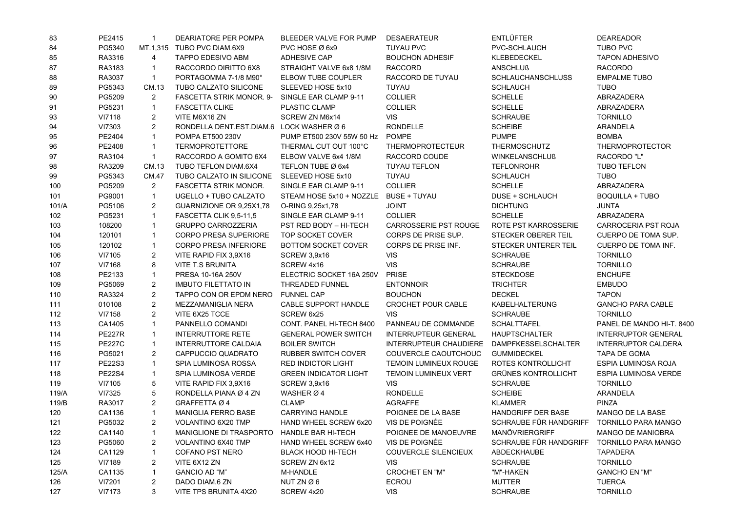| | | | | | | | |
|---|---|---|---|---|---|---|---|
| 83 | PE2415 | 1 | DEARIATORE PER POMPA | BLEEDER VALVE FOR PUMP | DESAERATEUR | ENTLÜFTER | DEAREADOR |
| 84 | PG5340 | MT.1,315 | TUBO PVC DIAM.6X9 | PVC HOSE Ø 6x9 | TUYAU PVC | PVC-SCHLAUCH | TUBO PVC |
| 85 | RA3316 | 4 | TAPPO EDESIVO ABM | ADHESIVE CAP | BOUCHON ADHESIF | KLEBEDECKEL | TAPON ADHESIVO |
| 87 | RA3183 | 1 | RACCORDO DIRITTO 6X8 | STRAIGHT VALVE 6x8 1/8M | RACCORD | ANSCHLUß | RACORDO |
| 88 | RA3037 | 1 | PORTAGOMMA 7-1/8 M90° | ELBOW TUBE COUPLER | RACCORD DE TUYAU | SCHLAUCHANSCHLUSS | EMPALME TUBO |
| 89 | PG5343 | CM.13 | TUBO CALZATO SILICONE | SLEEVED HOSE 5x10 | TUYAU | SCHLAUCH | TUBO |
| 90 | PG5209 | 2 | FASCETTA STRIK MONOR. 9- | SINGLE EAR CLAMP 9-11 | COLLIER | SCHELLE | ABRAZADERA |
| 91 | PG5231 | 1 | FASCETTA CLIKE | PLASTIC CLAMP | COLLIER | SCHELLE | ABRAZADERA |
| 93 | VI7118 | 2 | VITE M6X16 ZN | SCREW ZN M6x14 | VIS | SCHRAUBE | TORNILLO |
| 94 | VI7303 | 2 | RONDELLA DENT.EST.DIAM.6 | LOCK WASHER Ø 6 | RONDELLE | SCHEIBE | ARANDELA |
| 95 | PE2404 | 1 | POMPA ET500 230V | PUMP ET500 230V 55W 50 Hz | POMPE | PUMPE | BOMBA |
| 96 | PE2408 | 1 | TERMOPROTETTORE | THERMAL CUT OUT 100°C | THERMOPROTECTEUR | THERMOSCHUTZ | THERMOPROTECTOR |
| 97 | RA3104 | 1 | RACCORDO A GOMITO 6X4 | ELBOW VALVE 6x4 1/8M | RACCORD COUDE | WINKELANSCHLUß | RACORDO "L" |
| 98 | RA3209 | CM.13 | TUBO TEFLON DIAM.6X4 | TEFLON TUBE Ø 6x4 | TUYAU TEFLON | TEFLONROHR | TUBO TEFLON |
| 99 | PG5343 | CM.47 | TUBO CALZATO IN SILICONE | SLEEVED HOSE 5x10 | TUYAU | SCHLAUCH | TUBO |
| 100 | PG5209 | 2 | FASCETTA STRIK MONOR. | SINGLE EAR CLAMP 9-11 | COLLIER | SCHELLE | ABRAZADERA |
| 101 | PG9001 | 1 | UGELLO + TUBO CALZATO | STEAM HOSE 5x10 + NOZZLE | BUSE + TUYAU | DUSE + SCHLAUCH | BOQUILLA + TUBO |
| 101/A | PG5106 | 2 | GUARNIZIONE OR 9,25X1,78 | O-RING 9,25x1,78 | JOINT | DICHTUNG | JUNTA |
| 102 | PG5231 | 1 | FASCETTA CLIK 9,5-11,5 | SINGLE EAR CLAMP 9-11 | COLLIER | SCHELLE | ABRAZADERA |
| 103 | 108200 | 1 | GRUPPO CARROZZERIA | PST RED BODY – HI-TECH | CARROSSERIE PST ROUGE | ROTE PST KARROSSERIE | CARROCERIA PST ROJA |
| 104 | 120101 | 1 | CORPO PRESA SUPERIORE | TOP SOCKET COVER | CORPS DE PRISE SUP. | STECKER OBERER TEIL | CUERPO DE TOMA SUP. |
| 105 | 120102 | 1 | CORPO PRESA INFERIORE | BOTTOM SOCKET COVER | CORPS DE PRISE INF. | STECKER UNTERER TEIL | CUERPO DE TOMA INF. |
| 106 | VI7105 | 2 | VITE RAPID FIX 3,9X16 | SCREW 3,9x16 | VIS | SCHRAUBE | TORNILLO |
| 107 | VI7168 | 8 | VITE T.S BRUNITA | SCREW 4x16 | VIS | SCHRAUBE | TORNILLO |
| 108 | PE2133 | 1 | PRESA 10-16A 250V | ELECTRIC SOCKET 16A 250V | PRISE | STECKDOSE | ENCHUFE |
| 109 | PG5069 | 2 | IMBUTO FILETTATO IN | THREADED FUNNEL | ENTONNOIR | TRICHTER | EMBUDO |
| 110 | RA3324 | 2 | TAPPO CON OR EPDM NERO | FUNNEL CAP | BOUCHON | DECKEL | TAPON |
| 111 | 010108 | 2 | MEZZAMANIGLIA NERA | CABLE SUPPORT HANDLE | CROCHET POUR CABLE | KABELHALTERUNG | GANCHO PARA CABLE |
| 112 | VI7158 | 2 | VITE 6X25 TCCE | SCREW 6x25 | VIS | SCHRAUBE | TORNILLO |
| 113 | CA1405 | 1 | PANNELLO COMANDI | CONT. PANEL HI-TECH 8400 | PANNEAU DE COMMANDE | SCHALTTAFEL | PANEL DE MANDO HI-T. 8400 |
| 114 | PE227R | 1 | INTERRUTTORE RETE | GENERAL POWER SWITCH | INTERRUPTEUR GENERAL | HAUPTSCHALTER | INTERRUPTOR GENERAL |
| 115 | PE227C | 1 | INTERRUTTORE CALDAIA | BOILER SWITCH | INTERRUPTEUR CHAUDIERE | DAMPFKESSELSCHALTER | INTERRUPTOR CALDERA |
| 116 | PG5021 | 2 | CAPPUCCIO QUADRATO | RUBBER SWITCH COVER | COUVERCLE CAOUTCHOUC | GUMMIDECKEL | TAPA DE GOMA |
| 117 | PE22S3 | 1 | SPIA LUMINOSA ROSSA | RED INDICTOR LIGHT | TEMOIN LUMINEUX ROUGE | ROTES KONTROLLICHT | ESPIA LUMINOSA ROJA |
| 118 | PE22S4 | 1 | SPIA LUMINOSA VERDE | GREEN INDICATOR LIGHT | TEMOIN LUMINEUX VERT | GRÜNES KONTROLLICHT | ESPIA LUMINOSA VERDE |
| 119 | VI7105 | 5 | VITE RAPID FIX 3,9X16 | SCREW 3,9x16 | VIS | SCHRAUBE | TORNILLO |
| 119/A | VI7325 | 5 | RONDELLA PIANA Ø 4 ZN | WASHER Ø 4 | RONDELLE | SCHEIBE | ARANDELA |
| 119/B | RA3017 | 2 | GRAFFETTA Ø 4 | CLAMP | AGRAFFE | KLAMMER | PINZA |
| 120 | CA1136 | 1 | MANIGLIA FERRO BASE | CARRYING HANDLE | POIGNEE DE LA BASE | HANDGRIFF DER BASE | MANGO DE LA BASE |
| 121 | PG5032 | 2 | VOLANTINO 6X20 TMP | HAND WHEEL SCREW 6x20 | VIS DE POIGNÉE | SCHRAUBE FÜR HANDGRIFF | TORNILLO PARA MANGO |
| 122 | CA1140 | 1 | MANIGLIONE DI TRASPORTO | HANDLE BAR HI-TECH | POIGNEE DE MANOEUVRE | MANÖVRIERGRIFF | MANGO DE MANIOBRA |
| 123 | PG5060 | 2 | VOLANTINO 6X40 TMP | HAND WHEEL SCREW 6x40 | VIS DE POIGNÉE | SCHRAUBE FÜR HANDGRIFF | TORNILLO PARA MANGO |
| 124 | CA1129 | 1 | COFANO PST NERO | BLACK HOOD HI-TECH | COUVERCLE SILENCIEUX | ABDECKHAUBE | TAPADERA |
| 125 | VI7189 | 2 | VITE 6X12 ZN | SCREW ZN 6x12 | VIS | SCHRAUBE | TORNILLO |
| 125/A | CA1135 | 1 | GANCIO AD "M" | M-HANDLE | CROCHET EN "M" | "M"-HAKEN | GANCHO EN "M" |
| 126 | VI7201 | 2 | DADO DIAM.6 ZN | NUT ZN Ø 6 | ECROU | MUTTER | TUERCA |
| 127 | VI7173 | 3 | VITE TPS BRUNITA 4X20 | SCREW 4x20 | VIS | SCHRAUBE | TORNILLO |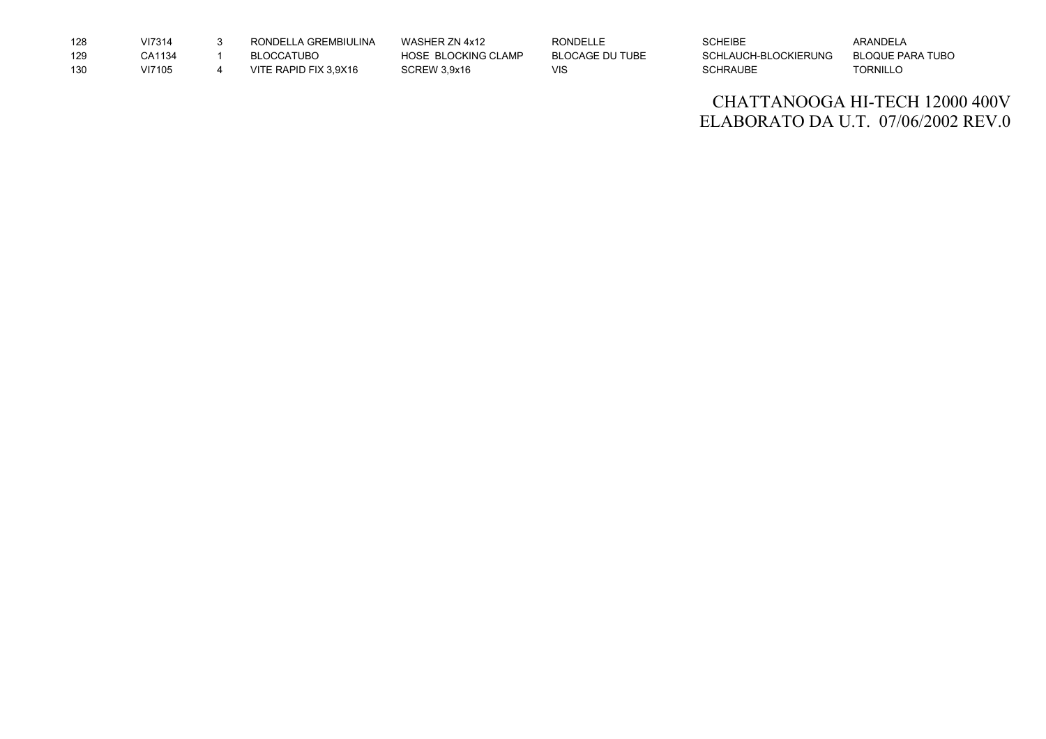| | | | | | | | |
|---|---|---|---|---|---|---|---|
| 128 | VI7314 | 3 | RONDELLA GREMBIULINA | WASHER ZN 4x12 | RONDELLE | SCHEIBE | ARANDELA |
| 129 | CA1134 | 1 | BLOCCATUBO | HOSE BLOCKING CLAMP | BLOCAGE DU TUBE | SCHLAUCH-BLOCKIERUNG | BLOQUE PARA TUBO |
| 130 | VI7105 | 4 | VITE RAPID FIX 3,9X16 | SCREW 3,9x16 | VIS | SCHRAUBE | TORNILLO |

CHATTANOOGA HI-TECH 12000 400V
ELABORATO DA U.T. 07/06/2002 REV.0